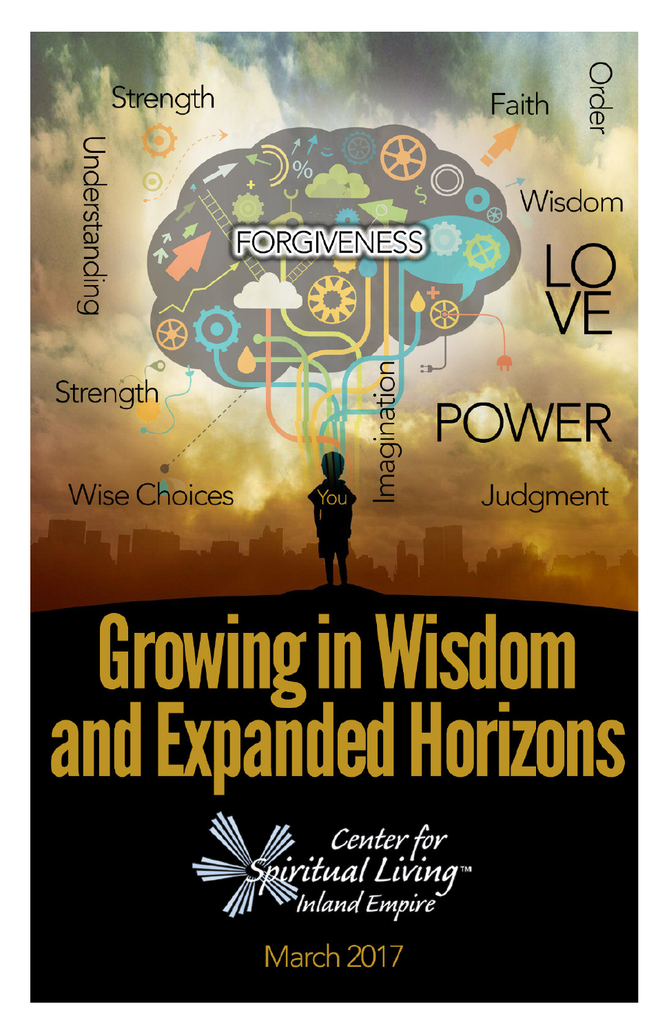Strength

Understanding

Faith

Order

Wisdom

FORGIVENESS

LOVE

Strength

Imagination

POWER

Wise Choices

You

Judgment

# Growing in Wisdom and Expanded Horizons

Center for Spiritual Living™ Inland Empire

March 2017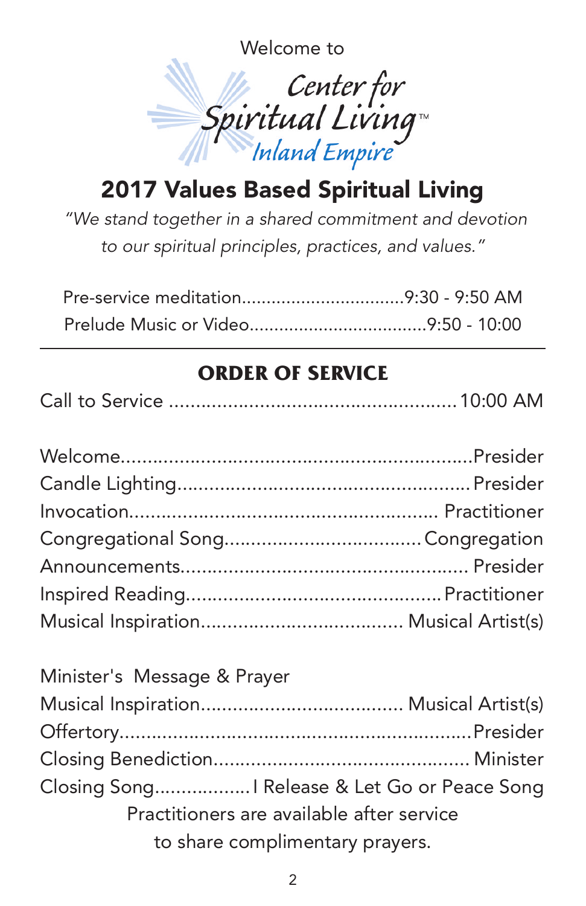Welcome to

Center for Spiritual Living™ Inland Empire

# 2017 Values Based Spiritual Living

*"We stand together in a shared commitment and devotion to our spiritual principles, practices, and values."*

Pre-service meditation................................9:30 - 9:50 AM
Prelude Music or Video..................................9:50 - 10:00

---

## ORDER OF SERVICE

Call to Service ....................................................10:00 AM

Welcome................................................................Presider
Candle Lighting....................................................Presider
Invocation........................................................ Practitioner
Congregational Song...................................Congregation
Announcements.................................................... Presider
Inspired Reading..............................................Practitioner
Musical Inspiration.................................... Musical Artist(s)

Minister's Message & Prayer
Musical Inspiration.................................... Musical Artist(s)
Offertory................................................................Presider
Closing Benediction............................................... Minister
Closing Song..................I Release & Let Go or Peace Song

Practitioners are available after service to share complimentary prayers.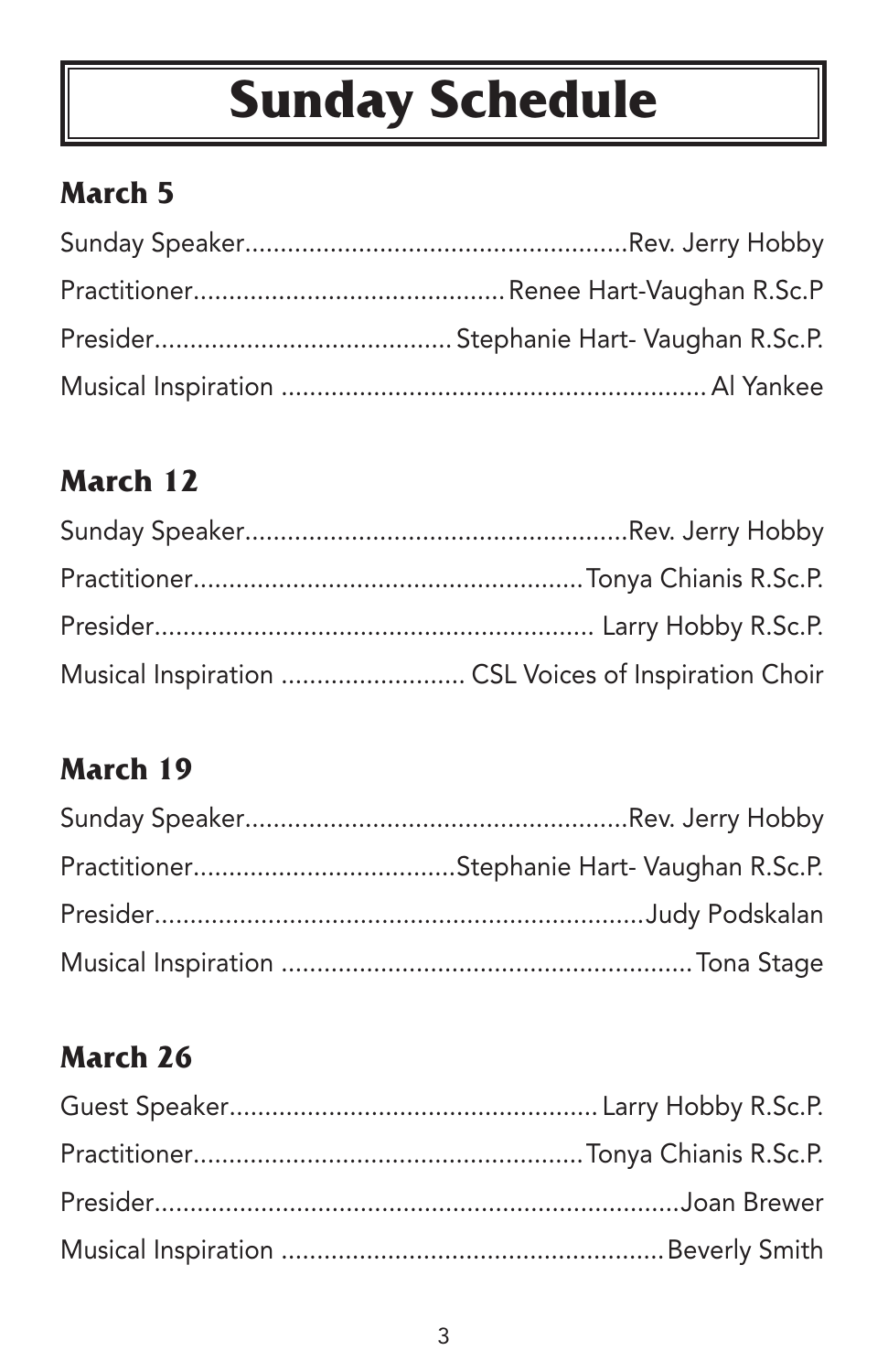# Sunday Schedule

## March 5

Sunday Speaker....................................................Rev. Jerry Hobby
Practitioner..........................................Renee Hart-Vaughan R.Sc.P
Presider........................................Stephanie Hart- Vaughan R.Sc.P.
Musical Inspiration ..........................................................Al Yankee

## March 12

Sunday Speaker....................................................Rev. Jerry Hobby
Practitioner.....................................................Tonya Chianis R.Sc.P.
Presider............................................................ Larry Hobby R.Sc.P.
Musical Inspiration ......................... CSL Voices of Inspiration Choir

## March 19

Sunday Speaker....................................................Rev. Jerry Hobby
Practitioner...................................Stephanie Hart- Vaughan R.Sc.P.
Presider...................................................................Judy Podskalan
Musical Inspiration ........................................................Tona Stage

## March 26

Guest Speaker..................................................Larry Hobby R.Sc.P.
Practitioner.....................................................Tonya Chianis R.Sc.P.
Presider.........................................................................Joan Brewer
Musical Inspiration ....................................................Beverly Smith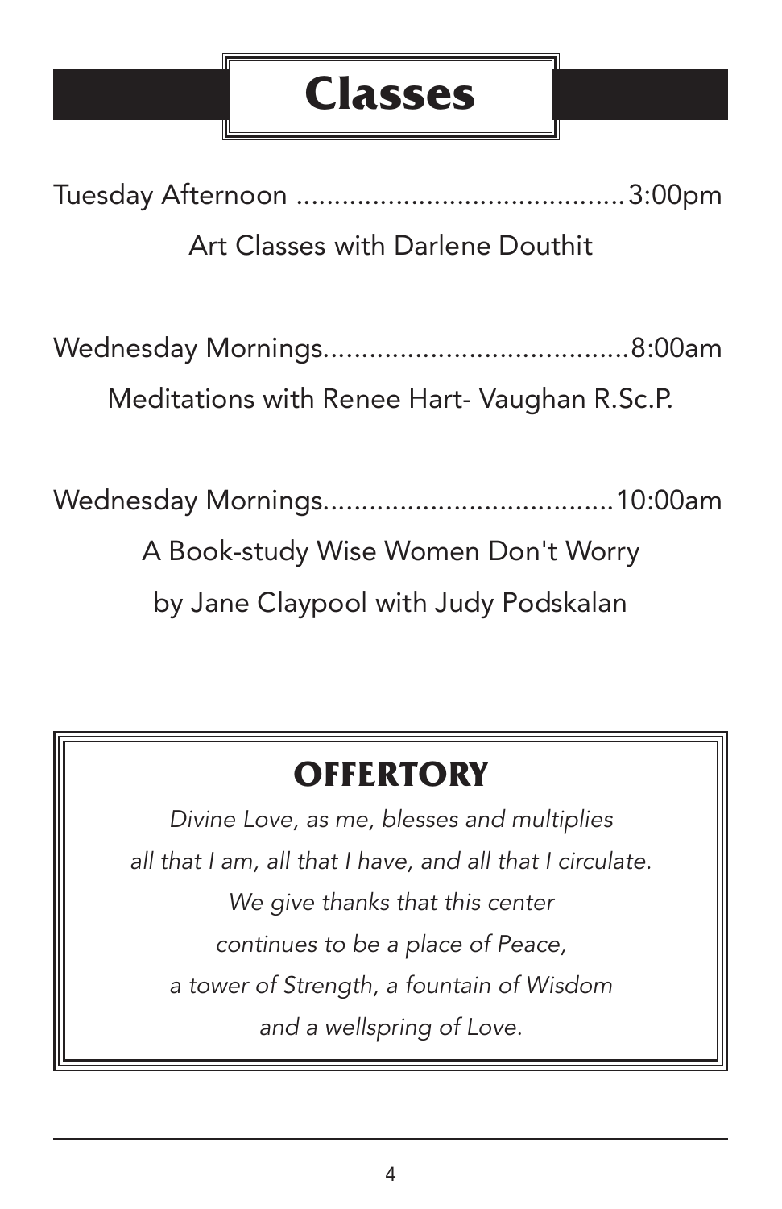# Classes

Tuesday Afternoon ..........................................3:00pm

Art Classes with Darlene Douthit

Wednesday Mornings.......................................8:00am

Meditations with Renee Hart- Vaughan R.Sc.P.

Wednesday Mornings......................................10:00am

A Book-study Wise Women Don't Worry

by Jane Claypool with Judy Podskalan

## OFFERTORY

*Divine Love, as me, blesses and multiplies*
*all that I am, all that I have, and all that I circulate.*
*We give thanks that this center*
*continues to be a place of Peace,*
*a tower of Strength, a fountain of Wisdom*
*and a wellspring of Love.*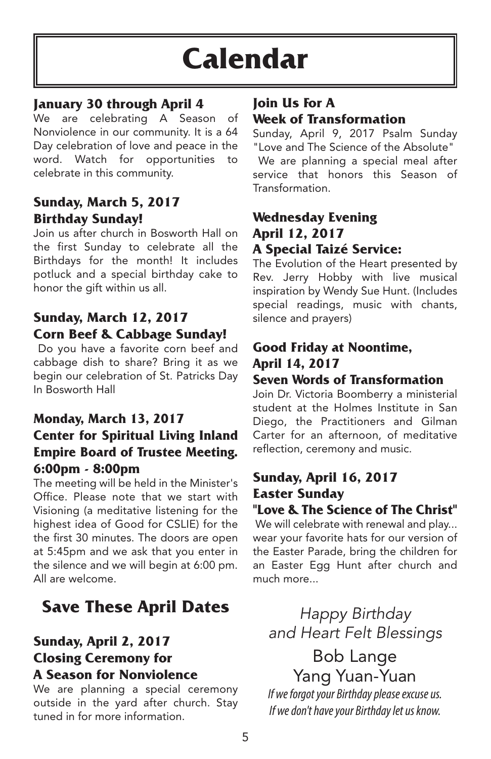# Calendar

### January 30 through April 4

We are celebrating A Season of Nonviolence in our community. It is a 64 Day celebration of love and peace in the word. Watch for opportunities to celebrate in this community.

### Sunday, March 5, 2017
### Birthday Sunday!

Join us after church in Bosworth Hall on the first Sunday to celebrate all the Birthdays for the month! It includes potluck and a special birthday cake to honor the gift within us all.

### Sunday, March 12, 2017
### Corn Beef & Cabbage Sunday!

Do you have a favorite corn beef and cabbage dish to share? Bring it as we begin our celebration of St. Patricks Day In Bosworth Hall

### Monday, March 13, 2017
### Center for Spiritual Living Inland Empire Board of Trustee Meeting. 6:00pm - 8:00pm

The meeting will be held in the Minister's Office. Please note that we start with Visioning (a meditative listening for the highest idea of Good for CSLIE) for the the first 30 minutes. The doors are open at 5:45pm and we ask that you enter in the silence and we will begin at 6:00 pm. All are welcome.

## Save These April Dates

### Sunday, April 2, 2017
### Closing Ceremony for A Season for Nonviolence

We are planning a special ceremony outside in the yard after church. Stay tuned in for more information.

### Join Us For A Week of Transformation

Sunday, April 9, 2017 Psalm Sunday "Love and The Science of the Absolute"

We are planning a special meal after service that honors this Season of Transformation.

### Wednesday Evening
### April 12, 2017
### A Special Taizé Service:

The Evolution of the Heart presented by Rev. Jerry Hobby with live musical inspiration by Wendy Sue Hunt. (Includes special readings, music with chants, silence and prayers)

### Good Friday at Noontime, April 14, 2017
### Seven Words of Transformation

Join Dr. Victoria Boomberry a ministerial student at the Holmes Institute in San Diego, the Practitioners and Gilman Carter for an afternoon, of meditative reflection, ceremony and music.

### Sunday, April 16, 2017
### Easter Sunday
### "Love & The Science of The Christ"

We will celebrate with renewal and play... wear your favorite hats for our version of the Easter Parade, bring the children for an Easter Egg Hunt after church and much more...

*Happy Birthday and Heart Felt Blessings*

Bob Lange

Yang Yuan-Yuan

*If we forgot your Birthday please excuse us.*
*If we don't have your Birthday let us know.*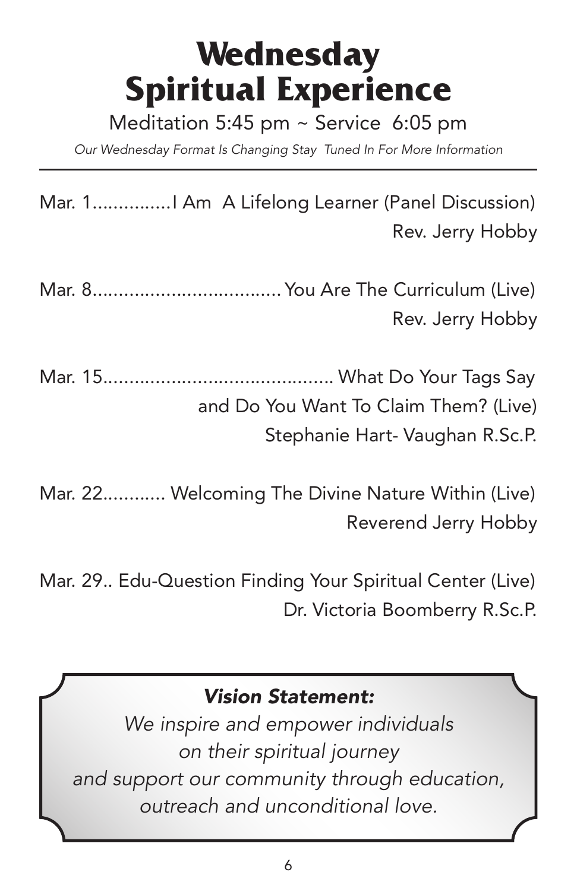# Wednesday Spiritual Experience

Meditation 5:45 pm ~ Service 6:05 pm

*Our Wednesday Format Is Changing Stay Tuned In For More Information*

---

Mar. 1...............I Am A Lifelong Learner (Panel Discussion)
Rev. Jerry Hobby

Mar. 8.................................. You Are The Curriculum (Live)
Rev. Jerry Hobby

Mar. 15.......................................... What Do Your Tags Say and Do You Want To Claim Them? (Live)
Stephanie Hart- Vaughan R.Sc.P.

Mar. 22............ Welcoming The Divine Nature Within (Live)
Reverend Jerry Hobby

Mar. 29.. Edu-Question Finding Your Spiritual Center (Live)
Dr. Victoria Boomberry R.Sc.P.

***Vision Statement:***

*We inspire and empower individuals on their spiritual journey and support our community through education, outreach and unconditional love.*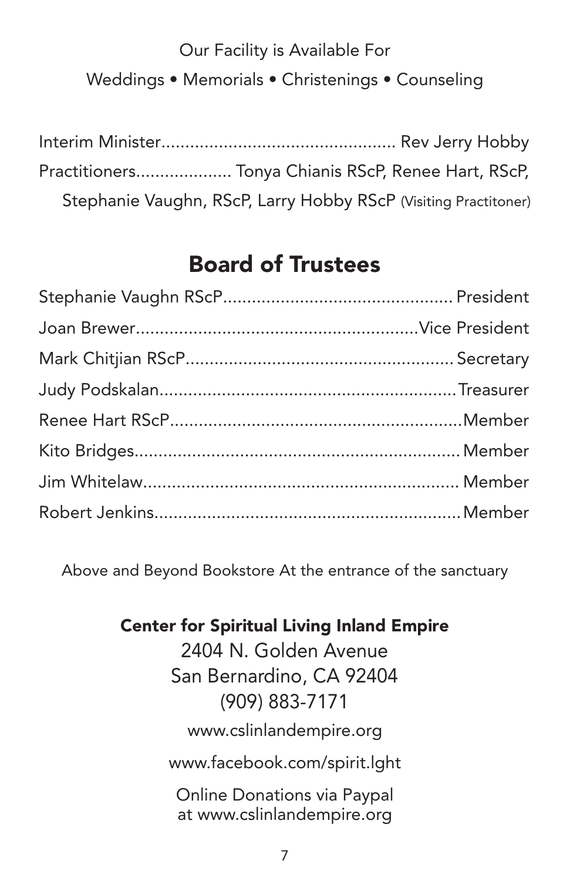Our Facility is Available For

Weddings • Memorials • Christenings • Counseling

Interim Minister................................................ Rev Jerry Hobby

Practitioners.................... Tonya Chianis RScP, Renee Hart, RScP, Stephanie Vaughn, RScP, Larry Hobby RScP (Visiting Practitoner)

## Board of Trustees

Stephanie Vaughn RScP................................................ President

Joan Brewer..........................................................Vice President

Mark Chitjian RScP........................................................ Secretary

Judy Podskalan..............................................................Treasurer

Renee Hart RScP............................................................Member

Kito Bridges...................................................................Member

Jim Whitelaw................................................................. Member

Robert Jenkins................................................................Member

Above and Beyond Bookstore At the entrance of the sanctuary

**Center for Spiritual Living Inland Empire**

2404 N. Golden Avenue
San Bernardino, CA 92404
(909) 883-7171

www.cslinlandempire.org

www.facebook.com/spirit.lght

Online Donations via Paypal
at www.cslinlandempire.org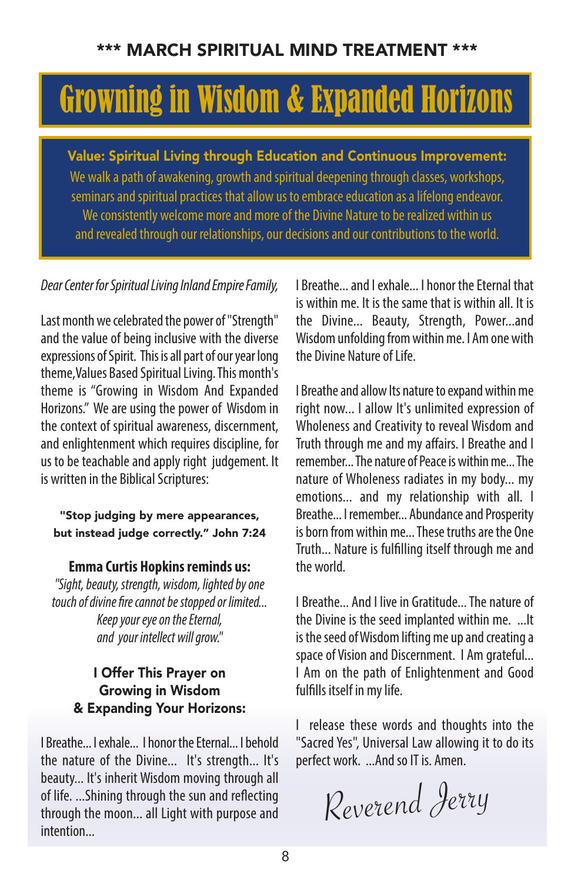*** MARCH SPIRITUAL MIND TREATMENT ***

# Growning in Wisdom & Expanded Horizons

**Value: Spiritual Living through Education and Continuous Improvement:**
We walk a path of awakening, growth and spiritual deepening through classes, workshops, seminars and spiritual practices that allow us to embrace education as a lifelong endeavor. We consistently welcome more and more of the Divine Nature to be realized within us and revealed through our relationships, our decisions and our contributions to the world.

*Dear Center for Spiritual Living Inland Empire Family,*

Last month we celebrated the power of "Strength" and the value of being inclusive with the diverse expressions of Spirit. This is all part of our year long theme,Values Based Spiritual Living. This month's theme is "Growing in Wisdom And Expanded Horizons." We are using the power of Wisdom in the context of spiritual awareness, discernment, and enlightenment which requires discipline, for us to be teachable and apply right judgement. It is written in the Biblical Scriptures:

**"Stop judging by mere appearances, but instead judge correctly." John 7:24**

**Emma Curtis Hopkins reminds us:**
*"Sight, beauty, strength, wisdom, lighted by one touch of divine fire cannot be stopped or limited... Keep your eye on the Eternal, and your intellect will grow."*

**I Offer This Prayer on Growing in Wisdom & Expanding Your Horizons:**

I Breathe... I exhale... I honor the Eternal... I behold the nature of the Divine... It's strength... It's beauty... It's inherit Wisdom moving through all of life. ...Shining through the sun and reflecting through the moon... all Light with purpose and intention...

I Breathe... and I exhale... I honor the Eternal that is within me. It is the same that is within all. It is the Divine... Beauty, Strength, Power...and Wisdom unfolding from within me. I Am one with the Divine Nature of Life.

I Breathe and allow Its nature to expand within me right now... I allow It's unlimited expression of Wholeness and Creativity to reveal Wisdom and Truth through me and my affairs. I Breathe and I remember... The nature of Peace is within me... The nature of Wholeness radiates in my body... my emotions... and my relationship with all. I Breathe... I remember... Abundance and Prosperity is born from within me... These truths are the One Truth... Nature is fulfilling itself through me and the world.

I Breathe... And I live in Gratitude... The nature of the Divine is the seed implanted within me. ...It is the seed of Wisdom lifting me up and creating a space of Vision and Discernment. I Am grateful... I Am on the path of Enlightenment and Good fulfills itself in my life.

I release these words and thoughts into the "Sacred Yes", Universal Law allowing it to do its perfect work. ...And so IT is. Amen.

*Reverend Jerry*